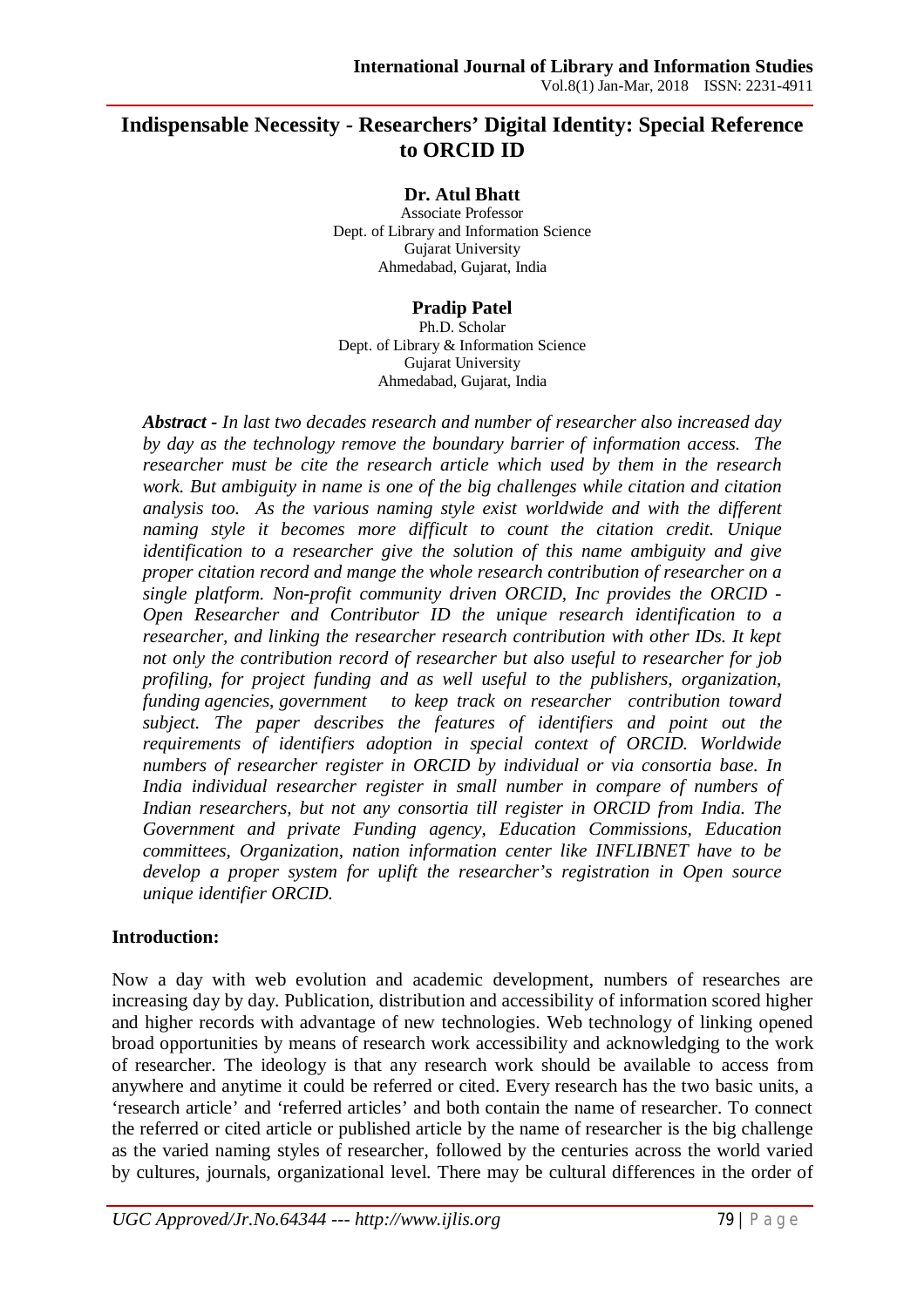# Indispensable Necessity - Researchers' Digital Identity: Special Reference to ORCID ID

**Dr. Atul Bhatt**
Associate Professor
Dept. of Library and Information Science
Gujarat University
Ahmedabad, Gujarat, India

**Pradip Patel**
Ph.D. Scholar
Dept. of Library & Information Science
Gujarat University
Ahmedabad, Gujarat, India

***Abstract*** *- In last two decades research and number of researcher also increased day by day as the technology remove the boundary barrier of information access. The researcher must be cite the research article which used by them in the research work. But ambiguity in name is one of the big challenges while citation and citation analysis too. As the various naming style exist worldwide and with the different naming style it becomes more difficult to count the citation credit. Unique identification to a researcher give the solution of this name ambiguity and give proper citation record and mange the whole research contribution of researcher on a single platform. Non-profit community driven ORCID, Inc provides the ORCID - Open Researcher and Contributor ID the unique research identification to a researcher, and linking the researcher research contribution with other IDs. It kept not only the contribution record of researcher but also useful to researcher for job profiling, for project funding and as well useful to the publishers, organization, funding agencies, government to keep track on researcher contribution toward subject. The paper describes the features of identifiers and point out the requirements of identifiers adoption in special context of ORCID. Worldwide numbers of researcher register in ORCID by individual or via consortia base. In India individual researcher register in small number in compare of numbers of Indian researchers, but not any consortia till register in ORCID from India. The Government and private Funding agency, Education Commissions, Education committees, Organization, nation information center like INFLIBNET have to be develop a proper system for uplift the researcher's registration in Open source unique identifier ORCID.*

## Introduction:

Now a day with web evolution and academic development, numbers of researches are increasing day by day. Publication, distribution and accessibility of information scored higher and higher records with advantage of new technologies. Web technology of linking opened broad opportunities by means of research work accessibility and acknowledging to the work of researcher. The ideology is that any research work should be available to access from anywhere and anytime it could be referred or cited. Every research has the two basic units, a 'research article' and 'referred articles' and both contain the name of researcher. To connect the referred or cited article or published article by the name of researcher is the big challenge as the varied naming styles of researcher, followed by the centuries across the world varied by cultures, journals, organizational level. There may be cultural differences in the order of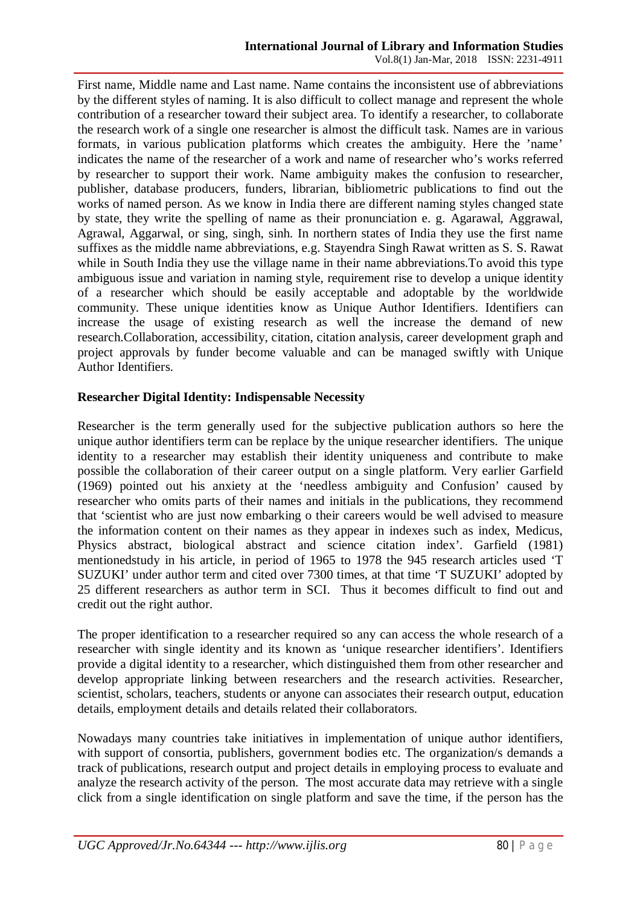First name, Middle name and Last name. Name contains the inconsistent use of abbreviations by the different styles of naming. It is also difficult to collect manage and represent the whole contribution of a researcher toward their subject area. To identify a researcher, to collaborate the research work of a single one researcher is almost the difficult task. Names are in various formats, in various publication platforms which creates the ambiguity. Here the 'name' indicates the name of the researcher of a work and name of researcher who's works referred by researcher to support their work. Name ambiguity makes the confusion to researcher, publisher, database producers, funders, librarian, bibliometric publications to find out the works of named person. As we know in India there are different naming styles changed state by state, they write the spelling of name as their pronunciation e. g. Agarawal, Aggrawal, Agrawal, Aggarwal, or sing, singh, sinh. In northern states of India they use the first name suffixes as the middle name abbreviations, e.g. Stayendra Singh Rawat written as S. S. Rawat while in South India they use the village name in their name abbreviations.To avoid this type ambiguous issue and variation in naming style, requirement rise to develop a unique identity of a researcher which should be easily acceptable and adoptable by the worldwide community. These unique identities know as Unique Author Identifiers. Identifiers can increase the usage of existing research as well the increase the demand of new research.Collaboration, accessibility, citation, citation analysis, career development graph and project approvals by funder become valuable and can be managed swiftly with Unique Author Identifiers.

## Researcher Digital Identity: Indispensable Necessity

Researcher is the term generally used for the subjective publication authors so here the unique author identifiers term can be replace by the unique researcher identifiers. The unique identity to a researcher may establish their identity uniqueness and contribute to make possible the collaboration of their career output on a single platform. Very earlier Garfield (1969) pointed out his anxiety at the 'needless ambiguity and Confusion' caused by researcher who omits parts of their names and initials in the publications, they recommend that 'scientist who are just now embarking o their careers would be well advised to measure the information content on their names as they appear in indexes such as index, Medicus, Physics abstract, biological abstract and science citation index'. Garfield (1981) mentionedstudy in his article, in period of 1965 to 1978 the 945 research articles used 'T SUZUKI' under author term and cited over 7300 times, at that time 'T SUZUKI' adopted by 25 different researchers as author term in SCI. Thus it becomes difficult to find out and credit out the right author.

The proper identification to a researcher required so any can access the whole research of a researcher with single identity and its known as 'unique researcher identifiers'. Identifiers provide a digital identity to a researcher, which distinguished them from other researcher and develop appropriate linking between researchers and the research activities. Researcher, scientist, scholars, teachers, students or anyone can associates their research output, education details, employment details and details related their collaborators.

Nowadays many countries take initiatives in implementation of unique author identifiers, with support of consortia, publishers, government bodies etc. The organization/s demands a track of publications, research output and project details in employing process to evaluate and analyze the research activity of the person. The most accurate data may retrieve with a single click from a single identification on single platform and save the time, if the person has the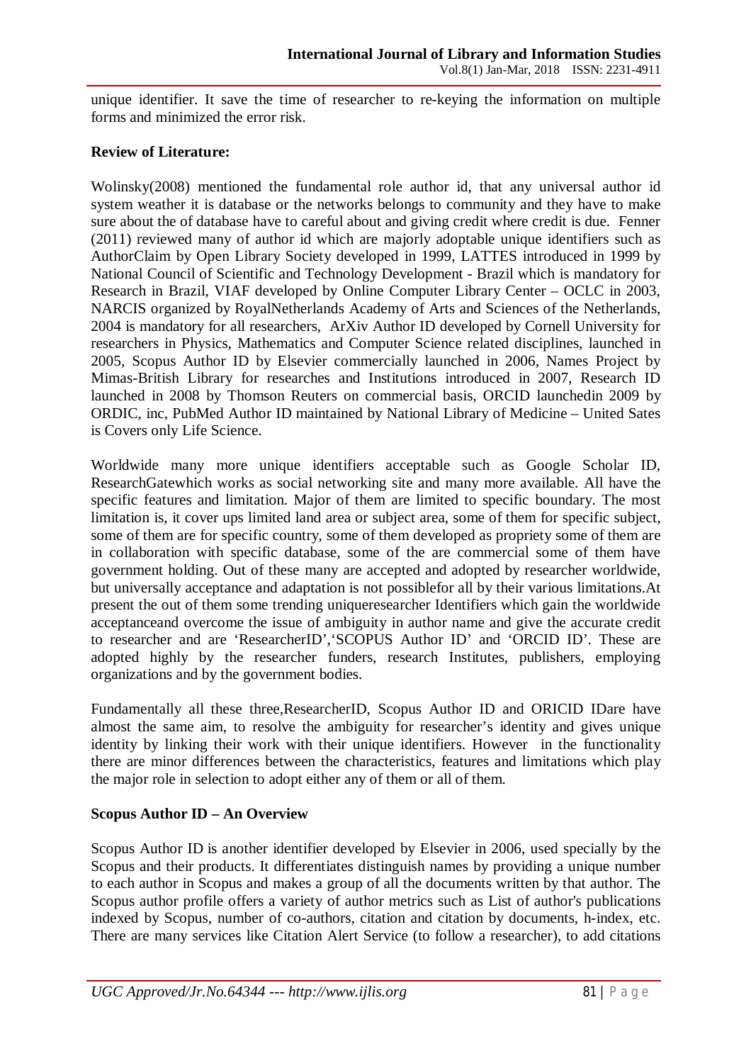unique identifier. It save the time of researcher to re-keying the information on multiple forms and minimized the error risk.

**Review of Literature:**

Wolinsky(2008) mentioned the fundamental role author id, that any universal author id system weather it is database or the networks belongs to community and they have to make sure about the of database have to careful about and giving credit where credit is due. Fenner (2011) reviewed many of author id which are majorly adoptable unique identifiers such as AuthorClaim by Open Library Society developed in 1999, LATTES introduced in 1999 by National Council of Scientific and Technology Development - Brazil which is mandatory for Research in Brazil, VIAF developed by Online Computer Library Center – OCLC in 2003, NARCIS organized by RoyalNetherlands Academy of Arts and Sciences of the Netherlands, 2004 is mandatory for all researchers, ArXiv Author ID developed by Cornell University for researchers in Physics, Mathematics and Computer Science related disciplines, launched in 2005, Scopus Author ID by Elsevier commercially launched in 2006, Names Project by Mimas-British Library for researches and Institutions introduced in 2007, Research ID launched in 2008 by Thomson Reuters on commercial basis, ORCID launchedin 2009 by ORDIC, inc, PubMed Author ID maintained by National Library of Medicine – United Sates is Covers only Life Science.

Worldwide many more unique identifiers acceptable such as Google Scholar ID, ResearchGatewhich works as social networking site and many more available. All have the specific features and limitation. Major of them are limited to specific boundary. The most limitation is, it cover ups limited land area or subject area, some of them for specific subject, some of them are for specific country, some of them developed as propriety some of them are in collaboration with specific database, some of the are commercial some of them have government holding. Out of these many are accepted and adopted by researcher worldwide, but universally acceptance and adaptation is not possiblefor all by their various limitations.At present the out of them some trending uniqueresearcher Identifiers which gain the worldwide acceptanceand overcome the issue of ambiguity in author name and give the accurate credit to researcher and are 'ResearcherID','SCOPUS Author ID' and 'ORCID ID'. These are adopted highly by the researcher funders, research Institutes, publishers, employing organizations and by the government bodies.

Fundamentally all these three,ResearcherID, Scopus Author ID and ORICID IDare have almost the same aim, to resolve the ambiguity for researcher's identity and gives unique identity by linking their work with their unique identifiers. However in the functionality there are minor differences between the characteristics, features and limitations which play the major role in selection to adopt either any of them or all of them.

**Scopus Author ID – An Overview**

Scopus Author ID is another identifier developed by Elsevier in 2006, used specially by the Scopus and their products. It differentiates distinguish names by providing a unique number to each author in Scopus and makes a group of all the documents written by that author. The Scopus author profile offers a variety of author metrics such as List of author's publications indexed by Scopus, number of co-authors, citation and citation by documents, h-index, etc. There are many services like Citation Alert Service (to follow a researcher), to add citations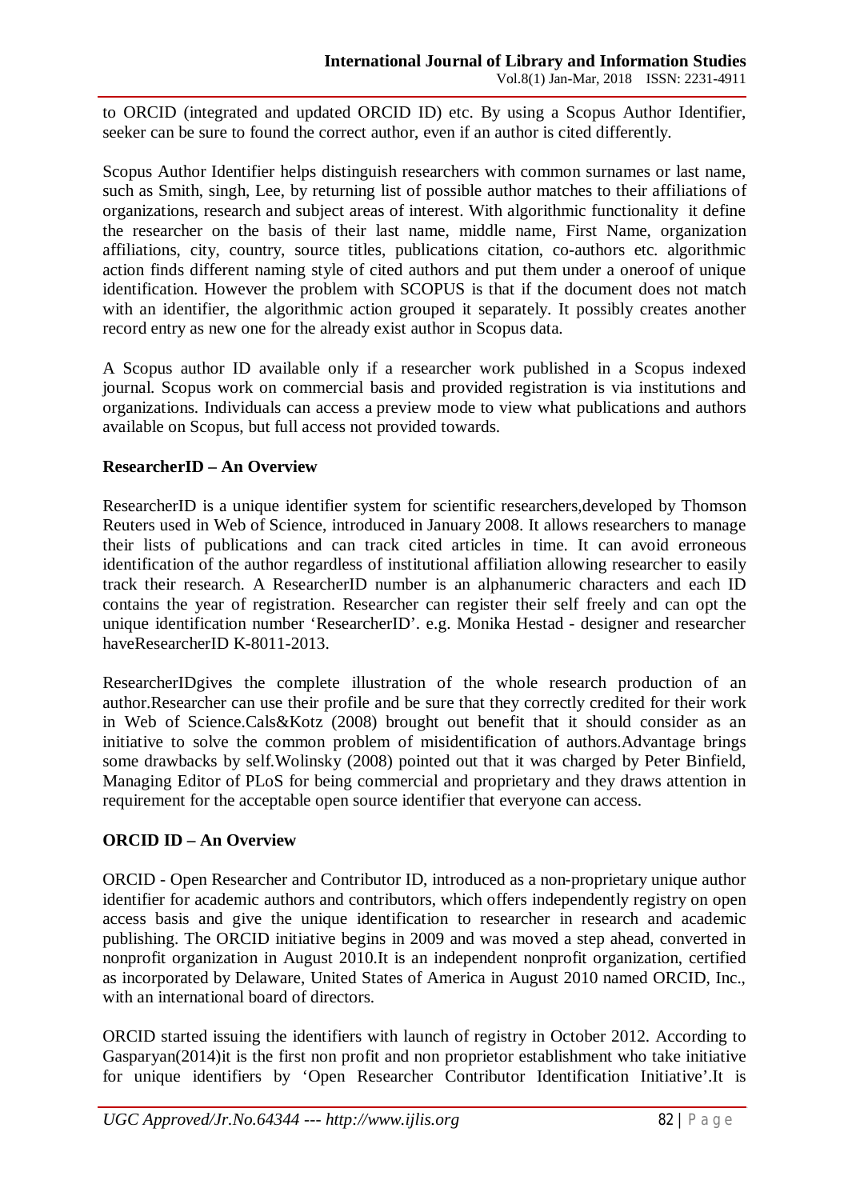to ORCID (integrated and updated ORCID ID) etc. By using a Scopus Author Identifier, seeker can be sure to found the correct author, even if an author is cited differently.

Scopus Author Identifier helps distinguish researchers with common surnames or last name, such as Smith, singh, Lee, by returning list of possible author matches to their affiliations of organizations, research and subject areas of interest. With algorithmic functionality it define the researcher on the basis of their last name, middle name, First Name, organization affiliations, city, country, source titles, publications citation, co-authors etc. algorithmic action finds different naming style of cited authors and put them under a oneroof of unique identification. However the problem with SCOPUS is that if the document does not match with an identifier, the algorithmic action grouped it separately. It possibly creates another record entry as new one for the already exist author in Scopus data.

A Scopus author ID available only if a researcher work published in a Scopus indexed journal. Scopus work on commercial basis and provided registration is via institutions and organizations. Individuals can access a preview mode to view what publications and authors available on Scopus, but full access not provided towards.

**ResearcherID – An Overview**

ResearcherID is a unique identifier system for scientific researchers,developed by Thomson Reuters used in Web of Science, introduced in January 2008. It allows researchers to manage their lists of publications and can track cited articles in time. It can avoid erroneous identification of the author regardless of institutional affiliation allowing researcher to easily track their research. A ResearcherID number is an alphanumeric characters and each ID contains the year of registration. Researcher can register their self freely and can opt the unique identification number 'ResearcherID'. e.g. Monika Hestad - designer and researcher haveResearcherID K-8011-2013.

ResearcherIDgives the complete illustration of the whole research production of an author.Researcher can use their profile and be sure that they correctly credited for their work in Web of Science.Cals&Kotz (2008) brought out benefit that it should consider as an initiative to solve the common problem of misidentification of authors.Advantage brings some drawbacks by self.Wolinsky (2008) pointed out that it was charged by Peter Binfield, Managing Editor of PLoS for being commercial and proprietary and they draws attention in requirement for the acceptable open source identifier that everyone can access.

**ORCID ID – An Overview**

ORCID - Open Researcher and Contributor ID, introduced as a non-proprietary unique author identifier for academic authors and contributors, which offers independently registry on open access basis and give the unique identification to researcher in research and academic publishing. The ORCID initiative begins in 2009 and was moved a step ahead, converted in nonprofit organization in August 2010.It is an independent nonprofit organization, certified as incorporated by Delaware, United States of America in August 2010 named ORCID, Inc., with an international board of directors.

ORCID started issuing the identifiers with launch of registry in October 2012. According to Gasparyan(2014)it is the first non profit and non proprietor establishment who take initiative for unique identifiers by 'Open Researcher Contributor Identification Initiative'.It is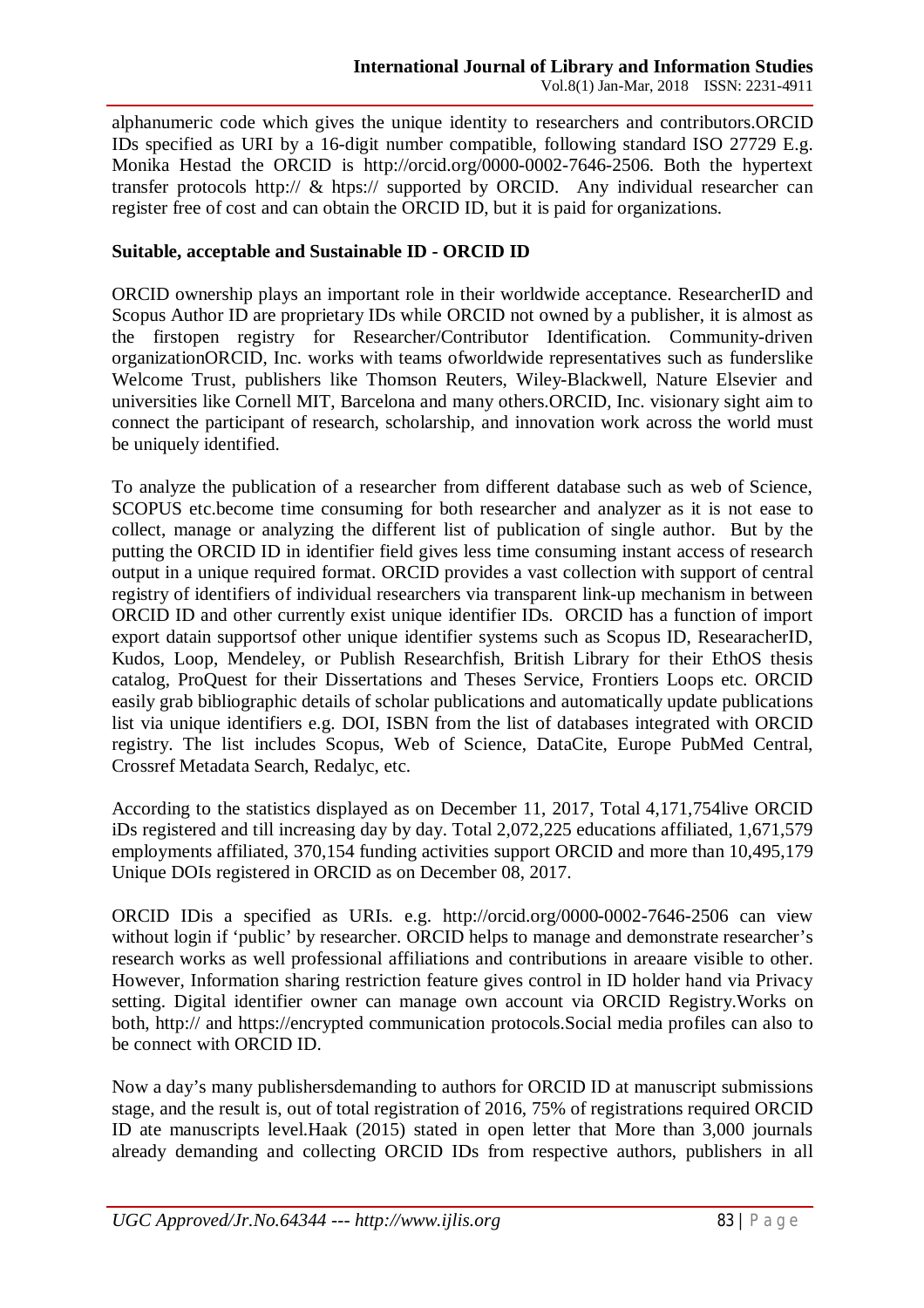alphanumeric code which gives the unique identity to researchers and contributors.ORCID IDs specified as URI by a 16-digit number compatible, following standard ISO 27729 E.g. Monika Hestad the ORCID is http://orcid.org/0000-0002-7646-2506. Both the hypertext transfer protocols http:// & htps:// supported by ORCID. Any individual researcher can register free of cost and can obtain the ORCID ID, but it is paid for organizations.

**Suitable, acceptable and Sustainable ID - ORCID ID**

ORCID ownership plays an important role in their worldwide acceptance. ResearcherID and Scopus Author ID are proprietary IDs while ORCID not owned by a publisher, it is almost as the firstopen registry for Researcher/Contributor Identification. Community-driven organizationORCID, Inc. works with teams ofworldwide representatives such as funderslike Welcome Trust, publishers like Thomson Reuters, Wiley-Blackwell, Nature Elsevier and universities like Cornell MIT, Barcelona and many others.ORCID, Inc. visionary sight aim to connect the participant of research, scholarship, and innovation work across the world must be uniquely identified.

To analyze the publication of a researcher from different database such as web of Science, SCOPUS etc.become time consuming for both researcher and analyzer as it is not ease to collect, manage or analyzing the different list of publication of single author. But by the putting the ORCID ID in identifier field gives less time consuming instant access of research output in a unique required format. ORCID provides a vast collection with support of central registry of identifiers of individual researchers via transparent link-up mechanism in between ORCID ID and other currently exist unique identifier IDs. ORCID has a function of import export datain supportsof other unique identifier systems such as Scopus ID, ResearacherID, Kudos, Loop, Mendeley, or Publish Researchfish, British Library for their EthOS thesis catalog, ProQuest for their Dissertations and Theses Service, Frontiers Loops etc. ORCID easily grab bibliographic details of scholar publications and automatically update publications list via unique identifiers e.g. DOI, ISBN from the list of databases integrated with ORCID registry. The list includes Scopus, Web of Science, DataCite, Europe PubMed Central, Crossref Metadata Search, Redalyc, etc.

According to the statistics displayed as on December 11, 2017, Total 4,171,754live ORCID iDs registered and till increasing day by day. Total 2,072,225 educations affiliated, 1,671,579 employments affiliated, 370,154 funding activities support ORCID and more than 10,495,179 Unique DOIs registered in ORCID as on December 08, 2017.

ORCID IDis a specified as URIs. e.g. http://orcid.org/0000-0002-7646-2506 can view without login if 'public' by researcher. ORCID helps to manage and demonstrate researcher's research works as well professional affiliations and contributions in areaare visible to other. However, Information sharing restriction feature gives control in ID holder hand via Privacy setting. Digital identifier owner can manage own account via ORCID Registry.Works on both, http:// and https://encrypted communication protocols.Social media profiles can also to be connect with ORCID ID.

Now a day's many publishersdemanding to authors for ORCID ID at manuscript submissions stage, and the result is, out of total registration of 2016, 75% of registrations required ORCID ID ate manuscripts level.Haak (2015) stated in open letter that More than 3,000 journals already demanding and collecting ORCID IDs from respective authors, publishers in all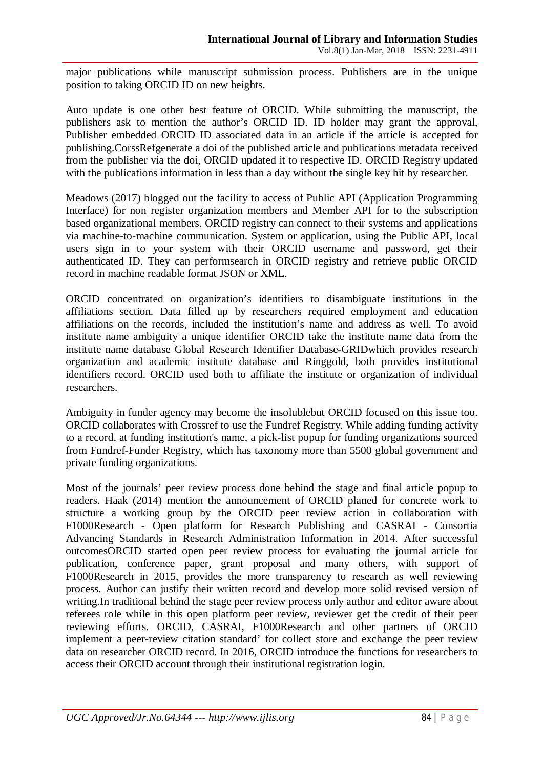major publications while manuscript submission process. Publishers are in the unique position to taking ORCID ID on new heights.

Auto update is one other best feature of ORCID. While submitting the manuscript, the publishers ask to mention the author's ORCID ID. ID holder may grant the approval, Publisher embedded ORCID ID associated data in an article if the article is accepted for publishing.CorssRefgenerate a doi of the published article and publications metadata received from the publisher via the doi, ORCID updated it to respective ID. ORCID Registry updated with the publications information in less than a day without the single key hit by researcher.

Meadows (2017) blogged out the facility to access of Public API (Application Programming Interface) for non register organization members and Member API for to the subscription based organizational members. ORCID registry can connect to their systems and applications via machine-to-machine communication. System or application, using the Public API, local users sign in to your system with their ORCID username and password, get their authenticated ID. They can performsearch in ORCID registry and retrieve public ORCID record in machine readable format JSON or XML.

ORCID concentrated on organization's identifiers to disambiguate institutions in the affiliations section. Data filled up by researchers required employment and education affiliations on the records, included the institution's name and address as well. To avoid institute name ambiguity a unique identifier ORCID take the institute name data from the institute name database Global Research Identifier Database-GRIDwhich provides research organization and academic institute database and Ringgold, both provides institutional identifiers record. ORCID used both to affiliate the institute or organization of individual researchers.

Ambiguity in funder agency may become the insolublebut ORCID focused on this issue too. ORCID collaborates with Crossref to use the Fundref Registry. While adding funding activity to a record, at funding institution's name, a pick-list popup for funding organizations sourced from Fundref-Funder Registry, which has taxonomy more than 5500 global government and private funding organizations.

Most of the journals' peer review process done behind the stage and final article popup to readers. Haak (2014) mention the announcement of ORCID planed for concrete work to structure a working group by the ORCID peer review action in collaboration with F1000Research - Open platform for Research Publishing and CASRAI - Consortia Advancing Standards in Research Administration Information in 2014. After successful outcomesORCID started open peer review process for evaluating the journal article for publication, conference paper, grant proposal and many others, with support of F1000Research in 2015, provides the more transparency to research as well reviewing process. Author can justify their written record and develop more solid revised version of writing.In traditional behind the stage peer review process only author and editor aware about referees role while in this open platform peer review, reviewer get the credit of their peer reviewing efforts. ORCID, CASRAI, F1000Research and other partners of ORCID implement a peer-review citation standard' for collect store and exchange the peer review data on researcher ORCID record. In 2016, ORCID introduce the functions for researchers to access their ORCID account through their institutional registration login.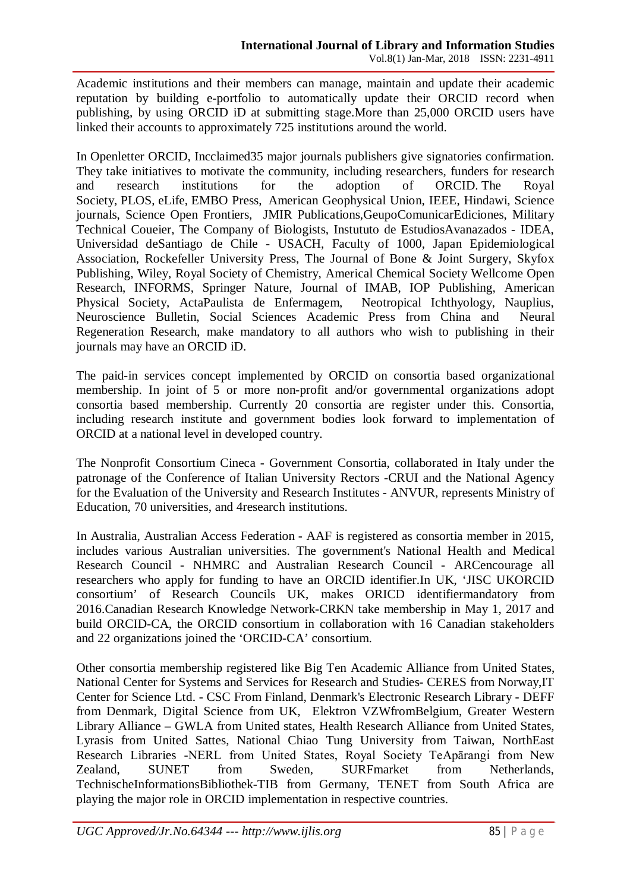Academic institutions and their members can manage, maintain and update their academic reputation by building e-portfolio to automatically update their ORCID record when publishing, by using ORCID iD at submitting stage.More than 25,000 ORCID users have linked their accounts to approximately 725 institutions around the world.

In Openletter ORCID, Incclaimed35 major journals publishers give signatories confirmation. They take initiatives to motivate the community, including researchers, funders for research and research institutions for the adoption of ORCID. The Royal Society, PLOS, eLife, EMBO Press, American Geophysical Union, IEEE, Hindawi, Science journals, Science Open Frontiers, JMIR Publications,GeupoComunicarEdiciones, Military Technical Coueier, The Company of Biologists, Instuto de EstudiosAvanazados - IDEA, Universidad deSantiago de Chile - USACH, Faculty of 1000, Japan Epidemiological Association, Rockefeller University Press, The Journal of Bone & Joint Surgery, Skyfox Publishing, Wiley, Royal Society of Chemistry, Americal Chemical Society Wellcome Open Research, INFORMS, Springer Nature, Journal of IMAB, IOP Publishing, American Physical Society, ActaPaulista de Enfermagem, Neotropical Ichthyology, Nauplius, Neuroscience Bulletin, Social Sciences Academic Press from China and Neural Regeneration Research, make mandatory to all authors who wish to publishing in their journals may have an ORCID iD.

The paid-in services concept implemented by ORCID on consortia based organizational membership. In joint of 5 or more non-profit and/or governmental organizations adopt consortia based membership. Currently 20 consortia are register under this. Consortia, including research institute and government bodies look forward to implementation of ORCID at a national level in developed country.

The Nonprofit Consortium Cineca - Government Consortia, collaborated in Italy under the patronage of the Conference of Italian University Rectors -CRUI and the National Agency for the Evaluation of the University and Research Institutes - ANVUR, represents Ministry of Education, 70 universities, and 4research institutions.

In Australia, Australian Access Federation - AAF is registered as consortia member in 2015, includes various Australian universities. The government's National Health and Medical Research Council - NHMRC and Australian Research Council - ARCencourage all researchers who apply for funding to have an ORCID identifier.In UK, 'JISC UKORCID consortium' of Research Councils UK, makes ORICD identifiermandatory from 2016.Canadian Research Knowledge Network-CRKN take membership in May 1, 2017 and build ORCID-CA, the ORCID consortium in collaboration with 16 Canadian stakeholders and 22 organizations joined the 'ORCID-CA' consortium.

Other consortia membership registered like Big Ten Academic Alliance from United States, National Center for Systems and Services for Research and Studies- CERES from Norway,IT Center for Science Ltd. - CSC From Finland, Denmark's Electronic Research Library - DEFF from Denmark, Digital Science from UK, Elektron VZWfromBelgium, Greater Western Library Alliance – GWLA from United states, Health Research Alliance from United States, Lyrasis from United Sattes, National Chiao Tung University from Taiwan, NorthEast Research Libraries -NERL from United States, Royal Society TeApārangi from New Zealand, SUNET from Sweden, SURFmarket from Netherlands, TechnischeInformationsBibliothek-TIB from Germany, TENET from South Africa are playing the major role in ORCID implementation in respective countries.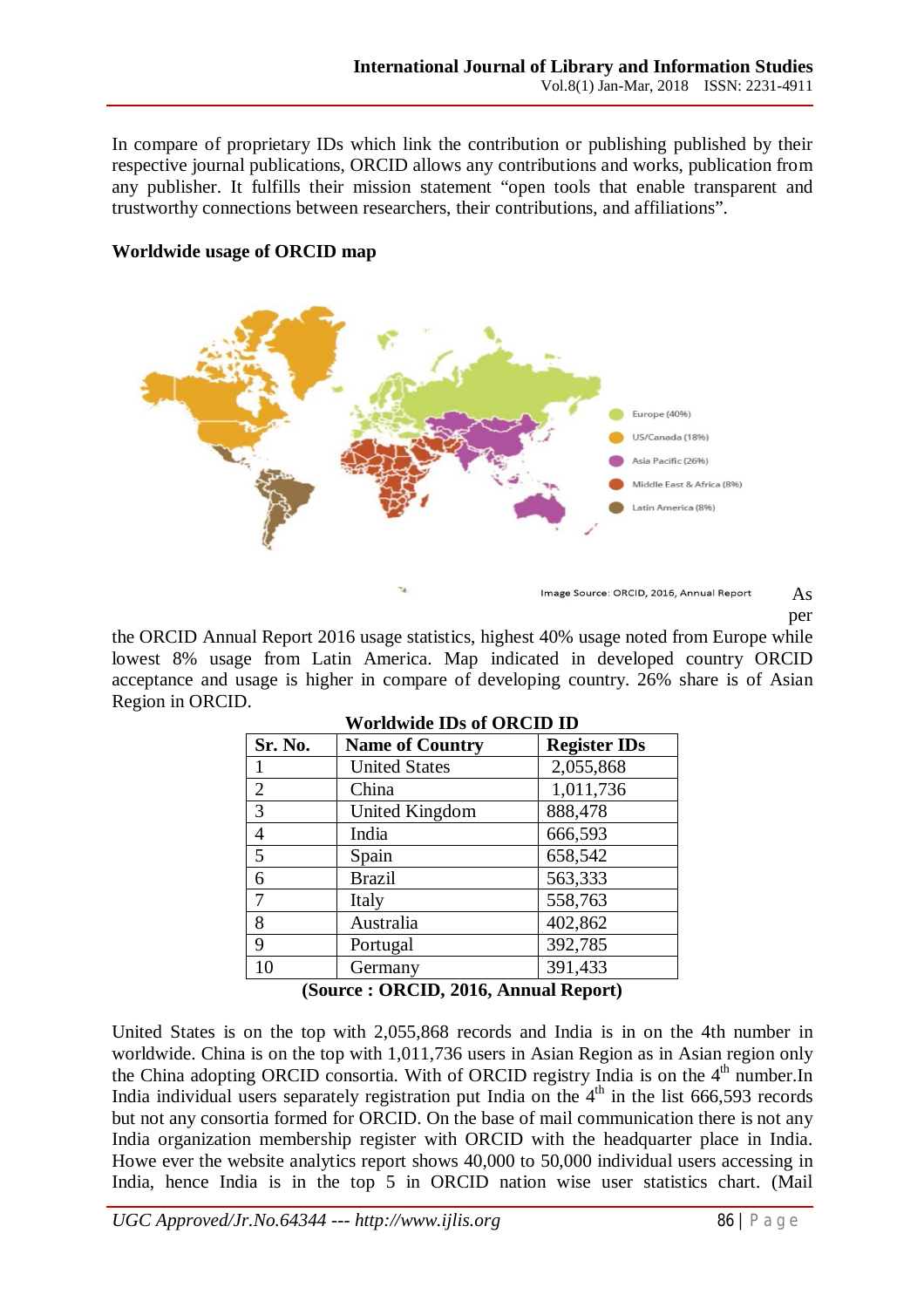In compare of proprietary IDs which link the contribution or publishing published by their respective journal publications, ORCID allows any contributions and works, publication from any publisher. It fulfills their mission statement "open tools that enable transparent and trustworthy connections between researchers, their contributions, and affiliations".

**Worldwide usage of ORCID map**

Europe (40%)
US/Canada (18%)
Asia Pacific (26%)
Middle East & Africa (8%)
Latin America (8%)

Image Source: ORCID, 2016, Annual Report

As per the ORCID Annual Report 2016 usage statistics, highest 40% usage noted from Europe while lowest 8% usage from Latin America. Map indicated in developed country ORCID acceptance and usage is higher in compare of developing country. 26% share is of Asian Region in ORCID.

**Worldwide IDs of ORCID ID**

| Sr. No. | Name of Country | Register IDs |
|---|---|---|
| 1 | United States | 2,055,868 |
| 2 | China | 1,011,736 |
| 3 | United Kingdom | 888,478 |
| 4 | India | 666,593 |
| 5 | Spain | 658,542 |
| 6 | Brazil | 563,333 |
| 7 | Italy | 558,763 |
| 8 | Australia | 402,862 |
| 9 | Portugal | 392,785 |
| 10 | Germany | 391,433 |

**(Source : ORCID, 2016, Annual Report)**

United States is on the top with 2,055,868 records and India is in on the 4th number in worldwide. China is on the top with 1,011,736 users in Asian Region as in Asian region only the China adopting ORCID consortia. With of ORCID registry India is on the 4th number.In India individual users separately registration put India on the 4th in the list 666,593 records but not any consortia formed for ORCID. On the base of mail communication there is not any India organization membership register with ORCID with the headquarter place in India. Howe ever the website analytics report shows 40,000 to 50,000 individual users accessing in India, hence India is in the top 5 in ORCID nation wise user statistics chart. (Mail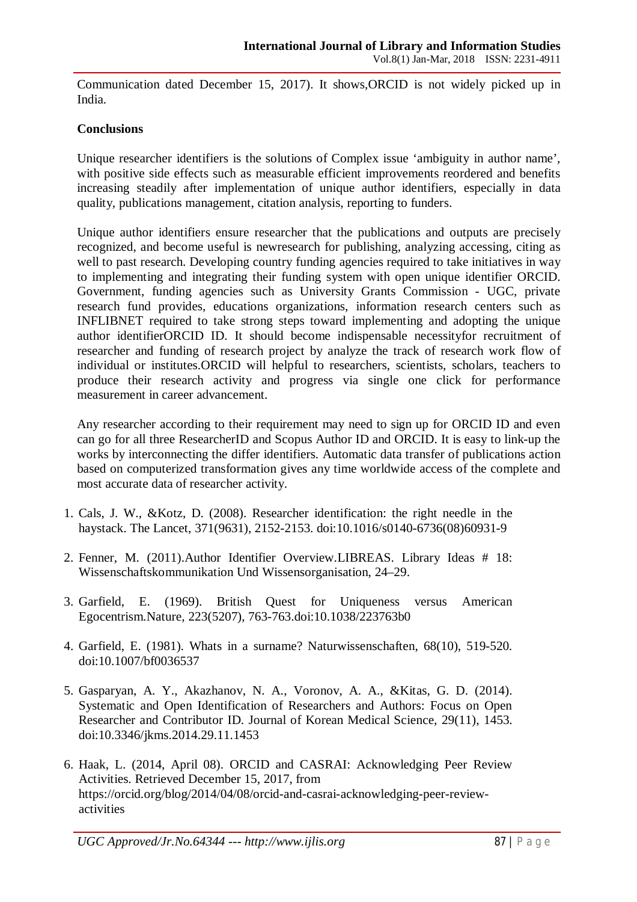Communication dated December 15, 2017). It shows,ORCID is not widely picked up in India.

**Conclusions**

Unique researcher identifiers is the solutions of Complex issue 'ambiguity in author name', with positive side effects such as measurable efficient improvements reordered and benefits increasing steadily after implementation of unique author identifiers, especially in data quality, publications management, citation analysis, reporting to funders.

Unique author identifiers ensure researcher that the publications and outputs are precisely recognized, and become useful is newresearch for publishing, analyzing accessing, citing as well to past research. Developing country funding agencies required to take initiatives in way to implementing and integrating their funding system with open unique identifier ORCID. Government, funding agencies such as University Grants Commission - UGC, private research fund provides, educations organizations, information research centers such as INFLIBNET required to take strong steps toward implementing and adopting the unique author identifierORCID ID. It should become indispensable necessityfor recruitment of researcher and funding of research project by analyze the track of research work flow of individual or institutes.ORCID will helpful to researchers, scientists, scholars, teachers to produce their research activity and progress via single one click for performance measurement in career advancement.

Any researcher according to their requirement may need to sign up for ORCID ID and even can go for all three ResearcherID and Scopus Author ID and ORCID. It is easy to link-up the works by interconnecting the differ identifiers. Automatic data transfer of publications action based on computerized transformation gives any time worldwide access of the complete and most accurate data of researcher activity.

1. Cals, J. W., &Kotz, D. (2008). Researcher identification: the right needle in the haystack. The Lancet, 371(9631), 2152-2153. doi:10.1016/s0140-6736(08)60931-9

2. Fenner, M. (2011).Author Identifier Overview.LIBREAS. Library Ideas # 18: Wissenschaftskommunikation Und Wissensorganisation, 24–29.

3. Garfield, E. (1969). British Quest for Uniqueness versus American Egocentrism.Nature, 223(5207), 763-763.doi:10.1038/223763b0

4. Garfield, E. (1981). Whats in a surname? Naturwissenschaften, 68(10), 519-520. doi:10.1007/bf0036537

5. Gasparyan, A. Y., Akazhanov, N. A., Voronov, A. A., &Kitas, G. D. (2014). Systematic and Open Identification of Researchers and Authors: Focus on Open Researcher and Contributor ID. Journal of Korean Medical Science, 29(11), 1453. doi:10.3346/jkms.2014.29.11.1453

6. Haak, L. (2014, April 08). ORCID and CASRAI: Acknowledging Peer Review Activities. Retrieved December 15, 2017, from https://orcid.org/blog/2014/04/08/orcid-and-casrai-acknowledging-peer-review-activities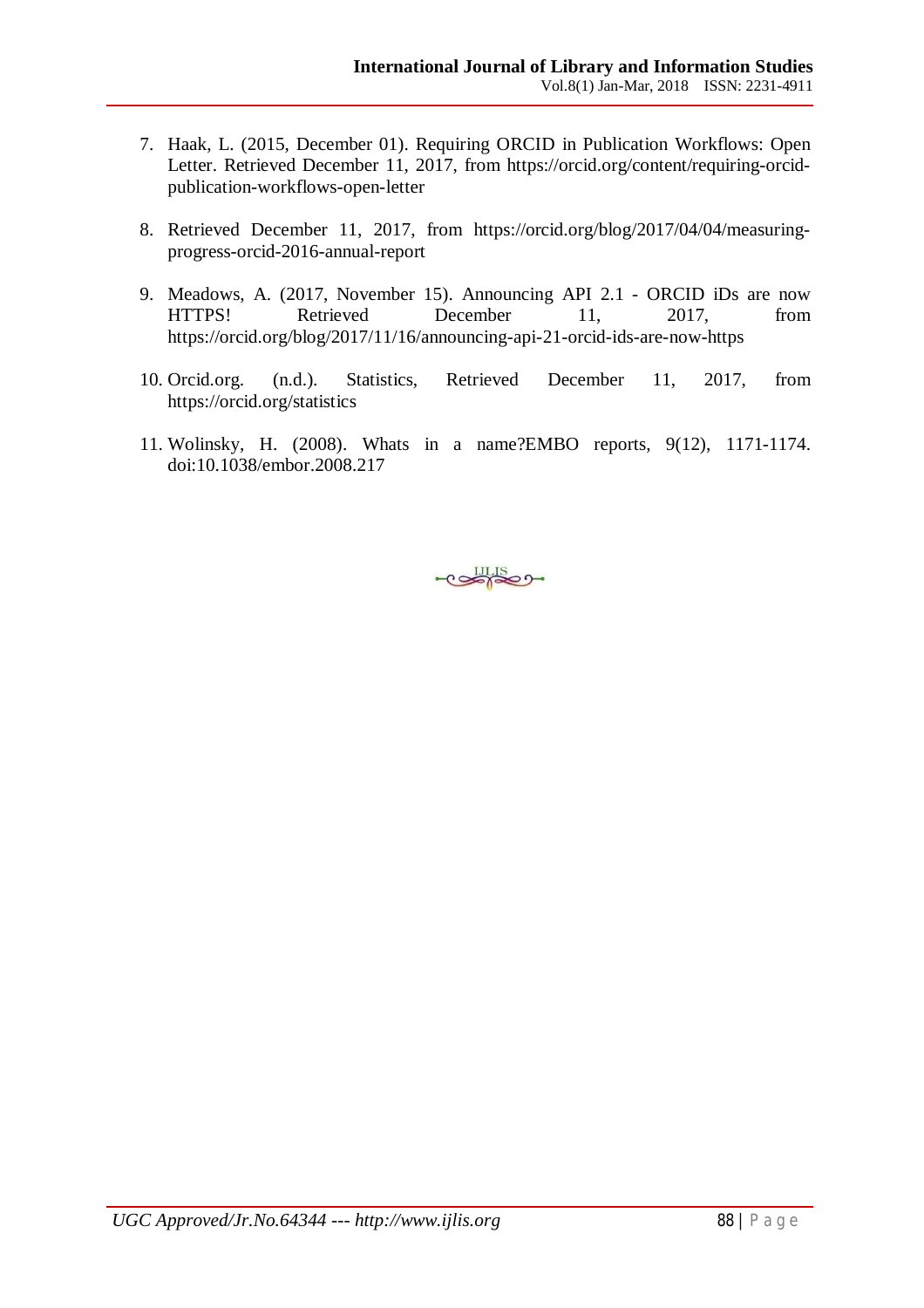7. Haak, L. (2015, December 01). Requiring ORCID in Publication Workflows: Open Letter. Retrieved December 11, 2017, from https://orcid.org/content/requiring-orcid-publication-workflows-open-letter

8. Retrieved December 11, 2017, from https://orcid.org/blog/2017/04/04/measuring-progress-orcid-2016-annual-report

9. Meadows, A. (2017, November 15). Announcing API 2.1 - ORCID iDs are now HTTPS! Retrieved December 11, 2017, from https://orcid.org/blog/2017/11/16/announcing-api-21-orcid-ids-are-now-https

10. Orcid.org. (n.d.). Statistics, Retrieved December 11, 2017, from https://orcid.org/statistics

11. Wolinsky, H. (2008). Whats in a name?EMBO reports, 9(12), 1171-1174. doi:10.1038/embor.2008.217